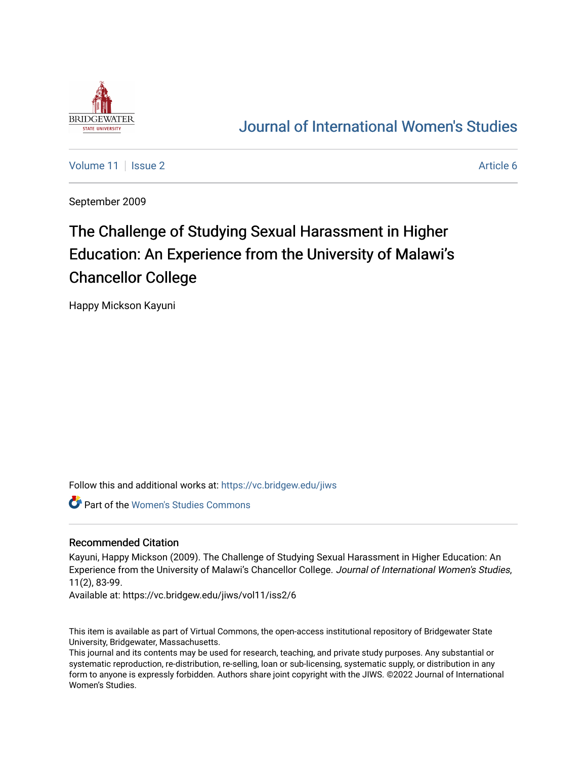# Journal of International Women's Studies

Volume 11 | Issue 2 | Article 6

September 2009

# The Challenge of Studying Sexual Harassment in Higher Education: An Experience from the University of Malawi's Chancellor College

Happy Mickson Kayuni

Follow this and additional works at: https://vc.bridgew.edu/jiws

Part of the Women's Studies Commons

## Recommended Citation

Kayuni, Happy Mickson (2009). The Challenge of Studying Sexual Harassment in Higher Education: An Experience from the University of Malawi's Chancellor College. *Journal of International Women's Studies*, 11(2), 83-99.
Available at: https://vc.bridgew.edu/jiws/vol11/iss2/6

This item is available as part of Virtual Commons, the open-access institutional repository of Bridgewater State University, Bridgewater, Massachusetts.
This journal and its contents may be used for research, teaching, and private study purposes. Any substantial or systematic reproduction, re-distribution, re-selling, loan or sub-licensing, systematic supply, or distribution in any form to anyone is expressly forbidden. Authors share joint copyright with the JIWS. ©2022 Journal of International Women's Studies.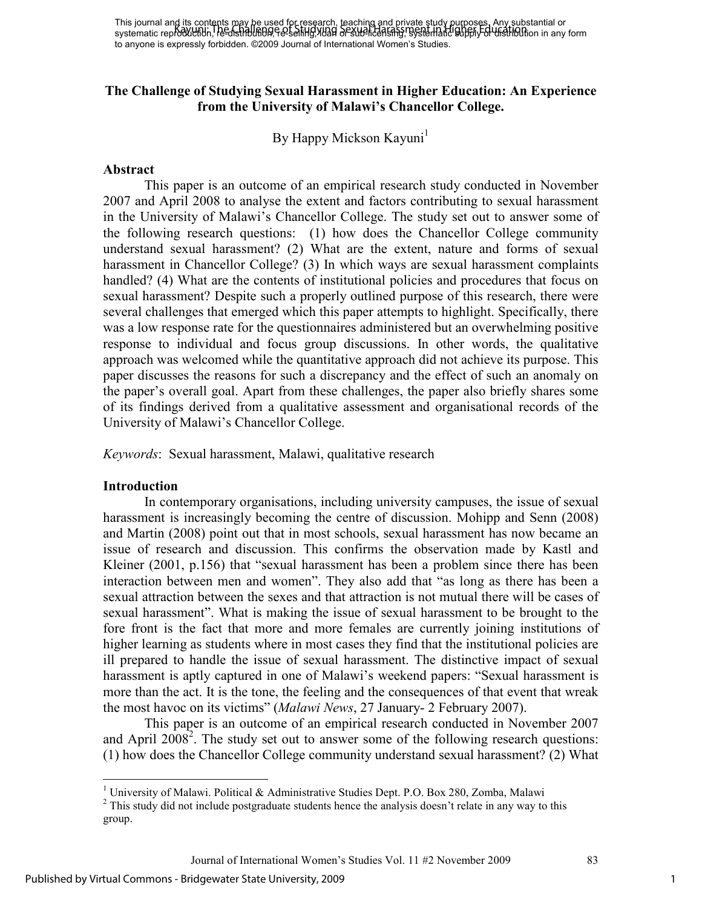# The Challenge of Studying Sexual Harassment in Higher Education: An Experience from the University of Malawi's Chancellor College.

By Happy Mickson Kayuni[1]

## Abstract

This paper is an outcome of an empirical research study conducted in November 2007 and April 2008 to analyse the extent and factors contributing to sexual harassment in the University of Malawi's Chancellor College. The study set out to answer some of the following research questions: (1) how does the Chancellor College community understand sexual harassment? (2) What are the extent, nature and forms of sexual harassment in Chancellor College? (3) In which ways are sexual harassment complaints handled? (4) What are the contents of institutional policies and procedures that focus on sexual harassment? Despite such a properly outlined purpose of this research, there were several challenges that emerged which this paper attempts to highlight. Specifically, there was a low response rate for the questionnaires administered but an overwhelming positive response to individual and focus group discussions. In other words, the qualitative approach was welcomed while the quantitative approach did not achieve its purpose. This paper discusses the reasons for such a discrepancy and the effect of such an anomaly on the paper's overall goal. Apart from these challenges, the paper also briefly shares some of its findings derived from a qualitative assessment and organisational records of the University of Malawi's Chancellor College.

*Keywords*: Sexual harassment, Malawi, qualitative research

## Introduction

In contemporary organisations, including university campuses, the issue of sexual harassment is increasingly becoming the centre of discussion. Mohipp and Senn (2008) and Martin (2008) point out that in most schools, sexual harassment has now became an issue of research and discussion. This confirms the observation made by Kastl and Kleiner (2001, p.156) that "sexual harassment has been a problem since there has been interaction between men and women". They also add that "as long as there has been a sexual attraction between the sexes and that attraction is not mutual there will be cases of sexual harassment". What is making the issue of sexual harassment to be brought to the fore front is the fact that more and more females are currently joining institutions of higher learning as students where in most cases they find that the institutional policies are ill prepared to handle the issue of sexual harassment. The distinctive impact of sexual harassment is aptly captured in one of Malawi's weekend papers: "Sexual harassment is more than the act. It is the tone, the feeling and the consequences of that event that wreak the most havoc on its victims" (*Malawi News*, 27 January- 2 February 2007).

This paper is an outcome of an empirical research conducted in November 2007 and April 2008[2]. The study set out to answer some of the following research questions: (1) how does the Chancellor College community understand sexual harassment? (2) What

---

[1] University of Malawi. Political & Administrative Studies Dept. P.O. Box 280, Zomba, Malawi

[2] This study did not include postgraduate students hence the analysis doesn't relate in any way to this group.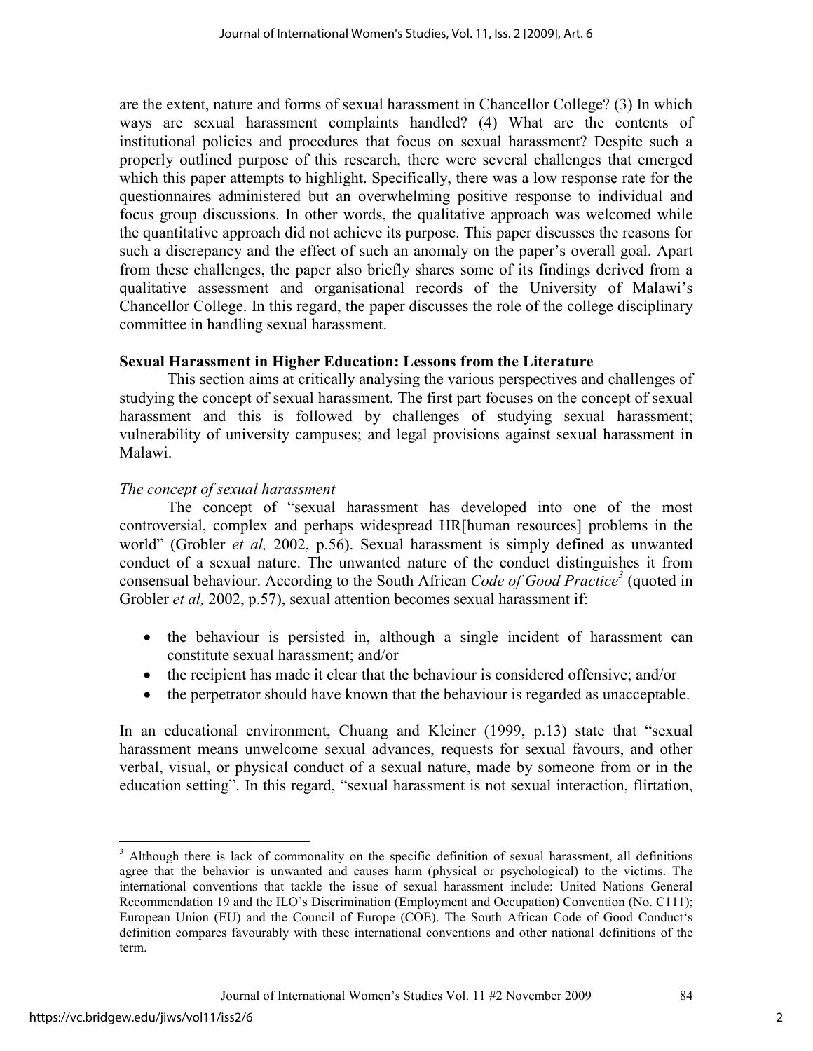are the extent, nature and forms of sexual harassment in Chancellor College? (3) In which ways are sexual harassment complaints handled? (4) What are the contents of institutional policies and procedures that focus on sexual harassment? Despite such a properly outlined purpose of this research, there were several challenges that emerged which this paper attempts to highlight. Specifically, there was a low response rate for the questionnaires administered but an overwhelming positive response to individual and focus group discussions. In other words, the qualitative approach was welcomed while the quantitative approach did not achieve its purpose. This paper discusses the reasons for such a discrepancy and the effect of such an anomaly on the paper's overall goal. Apart from these challenges, the paper also briefly shares some of its findings derived from a qualitative assessment and organisational records of the University of Malawi's Chancellor College. In this regard, the paper discusses the role of the college disciplinary committee in handling sexual harassment.

## Sexual Harassment in Higher Education: Lessons from the Literature

This section aims at critically analysing the various perspectives and challenges of studying the concept of sexual harassment. The first part focuses on the concept of sexual harassment and this is followed by challenges of studying sexual harassment; vulnerability of university campuses; and legal provisions against sexual harassment in Malawi.

### *The concept of sexual harassment*

The concept of "sexual harassment has developed into one of the most controversial, complex and perhaps widespread HR[human resources] problems in the world" (Grobler *et al,* 2002, p.56). Sexual harassment is simply defined as unwanted conduct of a sexual nature. The unwanted nature of the conduct distinguishes it from consensual behaviour. According to the South African *Code of Good Practice*[3] (quoted in Grobler *et al,* 2002, p.57), sexual attention becomes sexual harassment if:

- the behaviour is persisted in, although a single incident of harassment can constitute sexual harassment; and/or
- the recipient has made it clear that the behaviour is considered offensive; and/or
- the perpetrator should have known that the behaviour is regarded as unacceptable.

In an educational environment, Chuang and Kleiner (1999, p.13) state that "sexual harassment means unwelcome sexual advances, requests for sexual favours, and other verbal, visual, or physical conduct of a sexual nature, made by someone from or in the education setting". In this regard, "sexual harassment is not sexual interaction, flirtation,

[3] Although there is lack of commonality on the specific definition of sexual harassment, all definitions agree that the behavior is unwanted and causes harm (physical or psychological) to the victims. The international conventions that tackle the issue of sexual harassment include: United Nations General Recommendation 19 and the ILO's Discrimination (Employment and Occupation) Convention (No. C111); European Union (EU) and the Council of Europe (COE). The South African Code of Good Conduct's definition compares favourably with these international conventions and other national definitions of the term.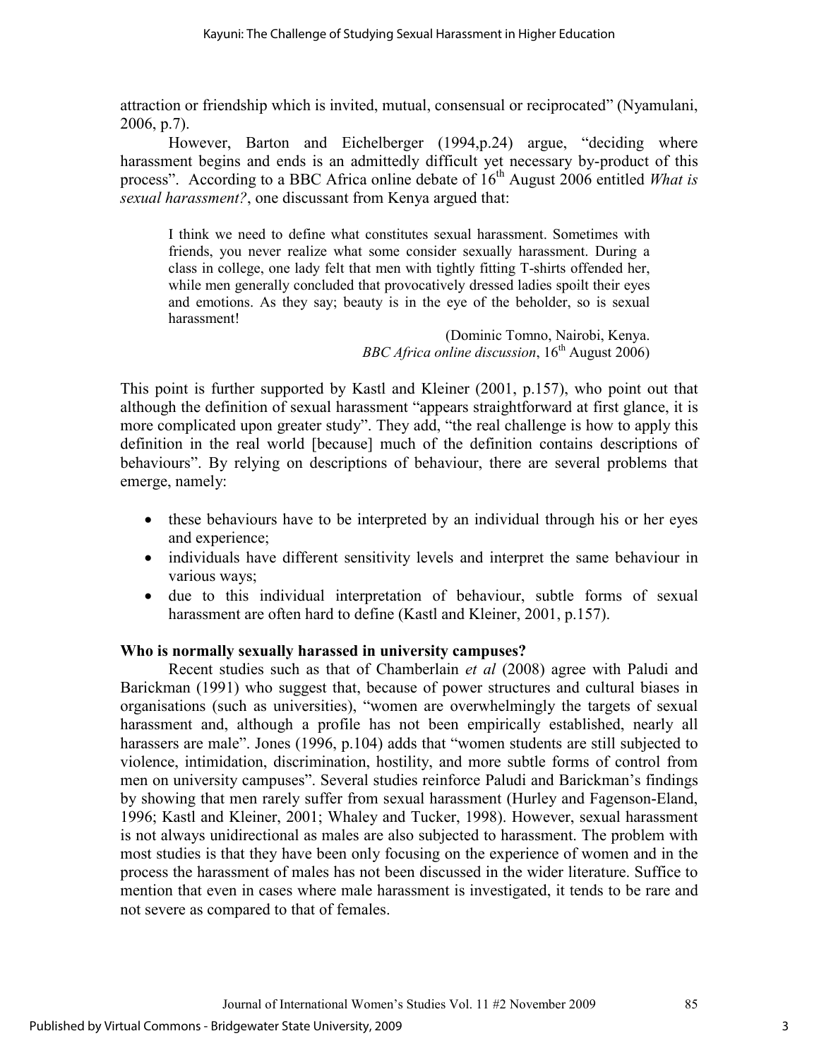attraction or friendship which is invited, mutual, consensual or reciprocated" (Nyamulani, 2006, p.7).

However, Barton and Eichelberger (1994,p.24) argue, "deciding where harassment begins and ends is an admittedly difficult yet necessary by-product of this process". According to a BBC Africa online debate of 16th August 2006 entitled *What is sexual harassment?*, one discussant from Kenya argued that:

> I think we need to define what constitutes sexual harassment. Sometimes with friends, you never realize what some consider sexually harassment. During a class in college, one lady felt that men with tightly fitting T-shirts offended her, while men generally concluded that provocatively dressed ladies spoilt their eyes and emotions. As they say; beauty is in the eye of the beholder, so is sexual harassment!
>
> (Dominic Tomno, Nairobi, Kenya. *BBC Africa online discussion*, 16th August 2006)

This point is further supported by Kastl and Kleiner (2001, p.157), who point out that although the definition of sexual harassment "appears straightforward at first glance, it is more complicated upon greater study". They add, "the real challenge is how to apply this definition in the real world [because] much of the definition contains descriptions of behaviours". By relying on descriptions of behaviour, there are several problems that emerge, namely:

- these behaviours have to be interpreted by an individual through his or her eyes and experience;
- individuals have different sensitivity levels and interpret the same behaviour in various ways;
- due to this individual interpretation of behaviour, subtle forms of sexual harassment are often hard to define (Kastl and Kleiner, 2001, p.157).

**Who is normally sexually harassed in university campuses?**

Recent studies such as that of Chamberlain *et al* (2008) agree with Paludi and Barickman (1991) who suggest that, because of power structures and cultural biases in organisations (such as universities), "women are overwhelmingly the targets of sexual harassment and, although a profile has not been empirically established, nearly all harassers are male". Jones (1996, p.104) adds that "women students are still subjected to violence, intimidation, discrimination, hostility, and more subtle forms of control from men on university campuses". Several studies reinforce Paludi and Barickman's findings by showing that men rarely suffer from sexual harassment (Hurley and Fagenson-Eland, 1996; Kastl and Kleiner, 2001; Whaley and Tucker, 1998). However, sexual harassment is not always unidirectional as males are also subjected to harassment. The problem with most studies is that they have been only focusing on the experience of women and in the process the harassment of males has not been discussed in the wider literature. Suffice to mention that even in cases where male harassment is investigated, it tends to be rare and not severe as compared to that of females.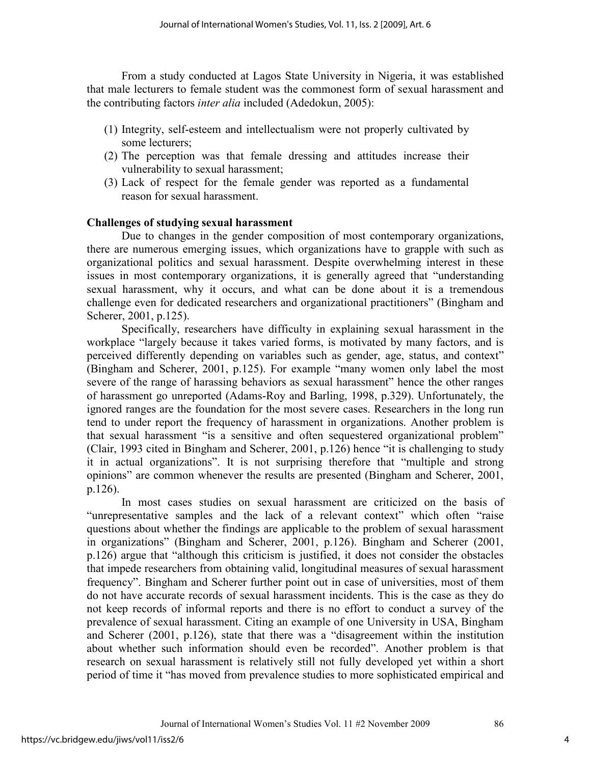From a study conducted at Lagos State University in Nigeria, it was established that male lecturers to female student was the commonest form of sexual harassment and the contributing factors *inter alia* included (Adedokun, 2005):

(1) Integrity, self-esteem and intellectualism were not properly cultivated by some lecturers;
(2) The perception was that female dressing and attitudes increase their vulnerability to sexual harassment;
(3) Lack of respect for the female gender was reported as a fundamental reason for sexual harassment.

**Challenges of studying sexual harassment**

Due to changes in the gender composition of most contemporary organizations, there are numerous emerging issues, which organizations have to grapple with such as organizational politics and sexual harassment. Despite overwhelming interest in these issues in most contemporary organizations, it is generally agreed that "understanding sexual harassment, why it occurs, and what can be done about it is a tremendous challenge even for dedicated researchers and organizational practitioners" (Bingham and Scherer, 2001, p.125).

Specifically, researchers have difficulty in explaining sexual harassment in the workplace "largely because it takes varied forms, is motivated by many factors, and is perceived differently depending on variables such as gender, age, status, and context" (Bingham and Scherer, 2001, p.125). For example "many women only label the most severe of the range of harassing behaviors as sexual harassment" hence the other ranges of harassment go unreported (Adams-Roy and Barling, 1998, p.329). Unfortunately, the ignored ranges are the foundation for the most severe cases. Researchers in the long run tend to under report the frequency of harassment in organizations. Another problem is that sexual harassment "is a sensitive and often sequestered organizational problem" (Clair, 1993 cited in Bingham and Scherer, 2001, p.126) hence "it is challenging to study it in actual organizations". It is not surprising therefore that "multiple and strong opinions" are common whenever the results are presented (Bingham and Scherer, 2001, p.126).

In most cases studies on sexual harassment are criticized on the basis of "unrepresentative samples and the lack of a relevant context" which often "raise questions about whether the findings are applicable to the problem of sexual harassment in organizations" (Bingham and Scherer, 2001, p.126). Bingham and Scherer (2001, p.126) argue that "although this criticism is justified, it does not consider the obstacles that impede researchers from obtaining valid, longitudinal measures of sexual harassment frequency". Bingham and Scherer further point out in case of universities, most of them do not have accurate records of sexual harassment incidents. This is the case as they do not keep records of informal reports and there is no effort to conduct a survey of the prevalence of sexual harassment. Citing an example of one University in USA, Bingham and Scherer (2001, p.126), state that there was a "disagreement within the institution about whether such information should even be recorded". Another problem is that research on sexual harassment is relatively still not fully developed yet within a short period of time it "has moved from prevalence studies to more sophisticated empirical and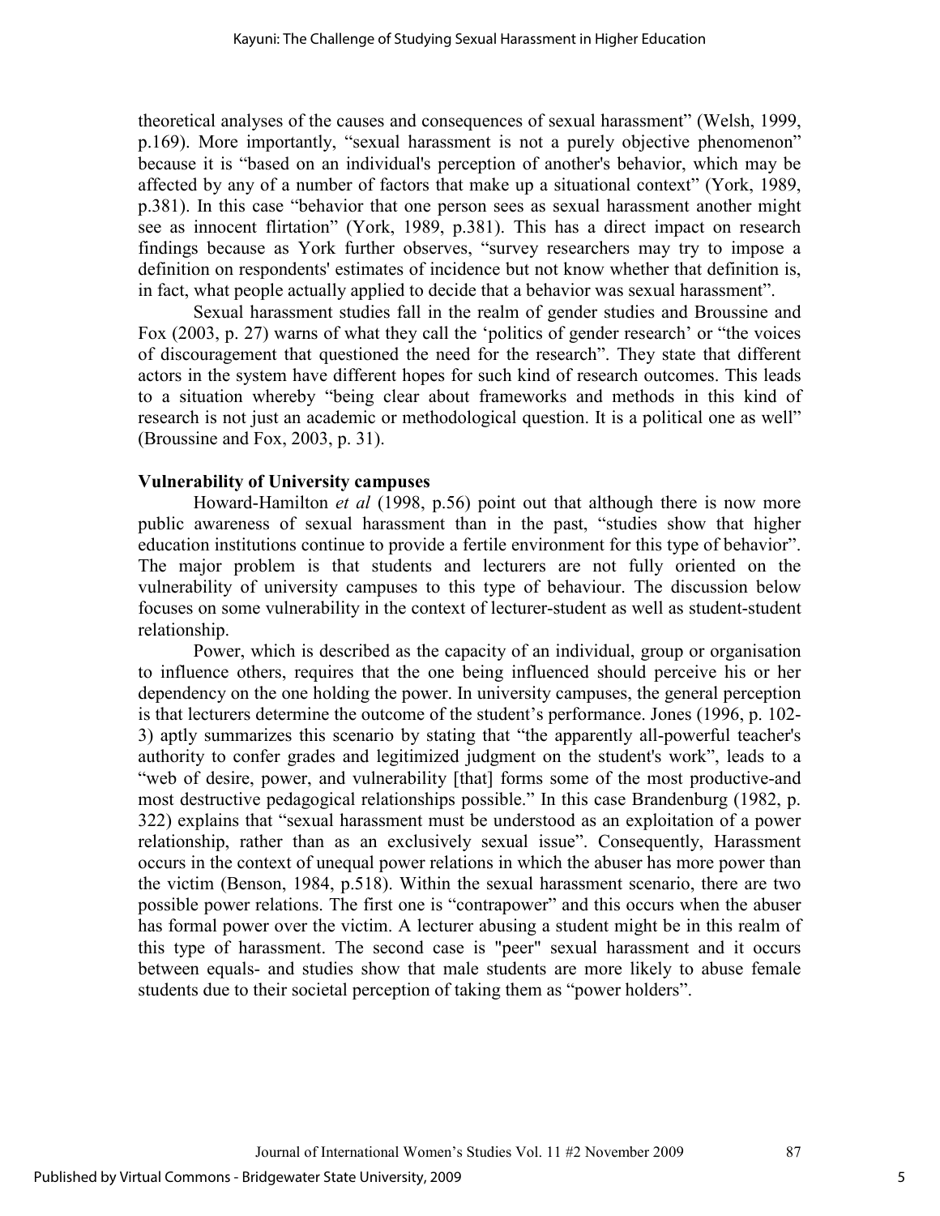theoretical analyses of the causes and consequences of sexual harassment" (Welsh, 1999, p.169). More importantly, "sexual harassment is not a purely objective phenomenon" because it is "based on an individual's perception of another's behavior, which may be affected by any of a number of factors that make up a situational context" (York, 1989, p.381). In this case "behavior that one person sees as sexual harassment another might see as innocent flirtation" (York, 1989, p.381). This has a direct impact on research findings because as York further observes, "survey researchers may try to impose a definition on respondents' estimates of incidence but not know whether that definition is, in fact, what people actually applied to decide that a behavior was sexual harassment".

Sexual harassment studies fall in the realm of gender studies and Broussine and Fox (2003, p. 27) warns of what they call the 'politics of gender research' or "the voices of discouragement that questioned the need for the research". They state that different actors in the system have different hopes for such kind of research outcomes. This leads to a situation whereby "being clear about frameworks and methods in this kind of research is not just an academic or methodological question. It is a political one as well" (Broussine and Fox, 2003, p. 31).

**Vulnerability of University campuses**

Howard-Hamilton *et al* (1998, p.56) point out that although there is now more public awareness of sexual harassment than in the past, "studies show that higher education institutions continue to provide a fertile environment for this type of behavior". The major problem is that students and lecturers are not fully oriented on the vulnerability of university campuses to this type of behaviour. The discussion below focuses on some vulnerability in the context of lecturer-student as well as student-student relationship.

Power, which is described as the capacity of an individual, group or organisation to influence others, requires that the one being influenced should perceive his or her dependency on the one holding the power. In university campuses, the general perception is that lecturers determine the outcome of the student's performance. Jones (1996, p. 102-3) aptly summarizes this scenario by stating that "the apparently all-powerful teacher's authority to confer grades and legitimized judgment on the student's work", leads to a "web of desire, power, and vulnerability [that] forms some of the most productive-and most destructive pedagogical relationships possible." In this case Brandenburg (1982, p. 322) explains that "sexual harassment must be understood as an exploitation of a power relationship, rather than as an exclusively sexual issue". Consequently, Harassment occurs in the context of unequal power relations in which the abuser has more power than the victim (Benson, 1984, p.518). Within the sexual harassment scenario, there are two possible power relations. The first one is "contrapower" and this occurs when the abuser has formal power over the victim. A lecturer abusing a student might be in this realm of this type of harassment. The second case is "peer" sexual harassment and it occurs between equals- and studies show that male students are more likely to abuse female students due to their societal perception of taking them as "power holders".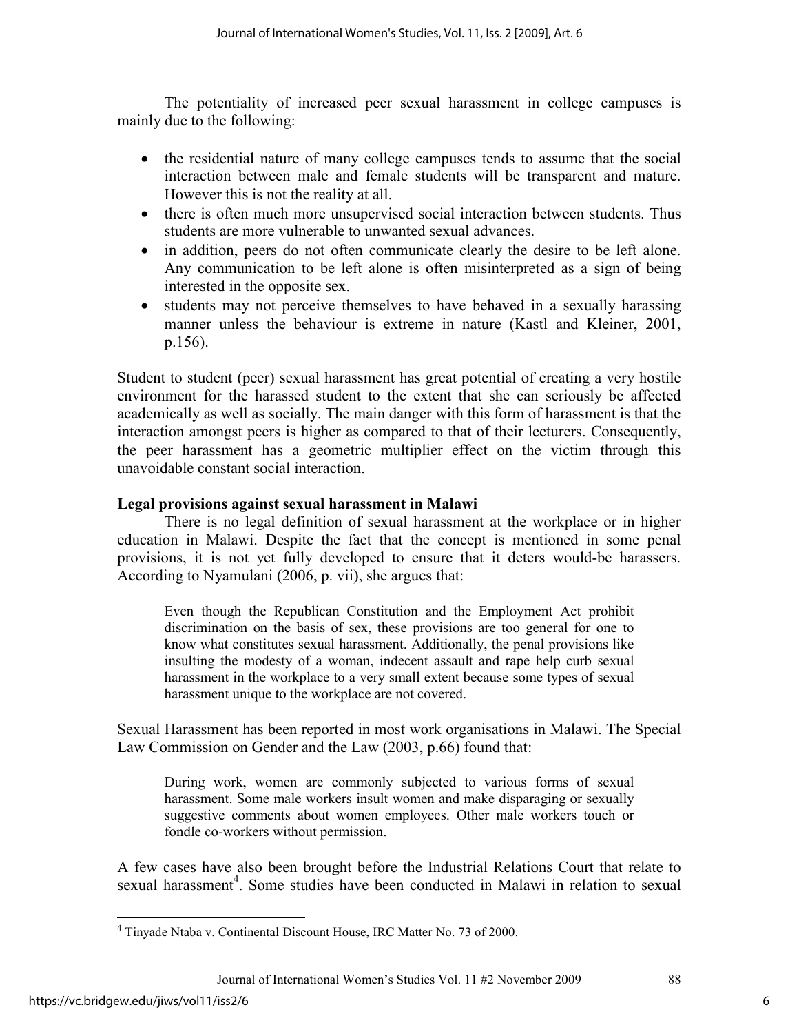The potentiality of increased peer sexual harassment in college campuses is mainly due to the following:

- the residential nature of many college campuses tends to assume that the social interaction between male and female students will be transparent and mature. However this is not the reality at all.
- there is often much more unsupervised social interaction between students. Thus students are more vulnerable to unwanted sexual advances.
- in addition, peers do not often communicate clearly the desire to be left alone. Any communication to be left alone is often misinterpreted as a sign of being interested in the opposite sex.
- students may not perceive themselves to have behaved in a sexually harassing manner unless the behaviour is extreme in nature (Kastl and Kleiner, 2001, p.156).

Student to student (peer) sexual harassment has great potential of creating a very hostile environment for the harassed student to the extent that she can seriously be affected academically as well as socially. The main danger with this form of harassment is that the interaction amongst peers is higher as compared to that of their lecturers. Consequently, the peer harassment has a geometric multiplier effect on the victim through this unavoidable constant social interaction.

**Legal provisions against sexual harassment in Malawi**

There is no legal definition of sexual harassment at the workplace or in higher education in Malawi. Despite the fact that the concept is mentioned in some penal provisions, it is not yet fully developed to ensure that it deters would-be harassers. According to Nyamulani (2006, p. vii), she argues that:

> Even though the Republican Constitution and the Employment Act prohibit discrimination on the basis of sex, these provisions are too general for one to know what constitutes sexual harassment. Additionally, the penal provisions like insulting the modesty of a woman, indecent assault and rape help curb sexual harassment in the workplace to a very small extent because some types of sexual harassment unique to the workplace are not covered.

Sexual Harassment has been reported in most work organisations in Malawi. The Special Law Commission on Gender and the Law (2003, p.66) found that:

> During work, women are commonly subjected to various forms of sexual harassment. Some male workers insult women and make disparaging or sexually suggestive comments about women employees. Other male workers touch or fondle co-workers without permission.

A few cases have also been brought before the Industrial Relations Court that relate to sexual harassment[4]. Some studies have been conducted in Malawi in relation to sexual

[4] Tinyade Ntaba v. Continental Discount House, IRC Matter No. 73 of 2000.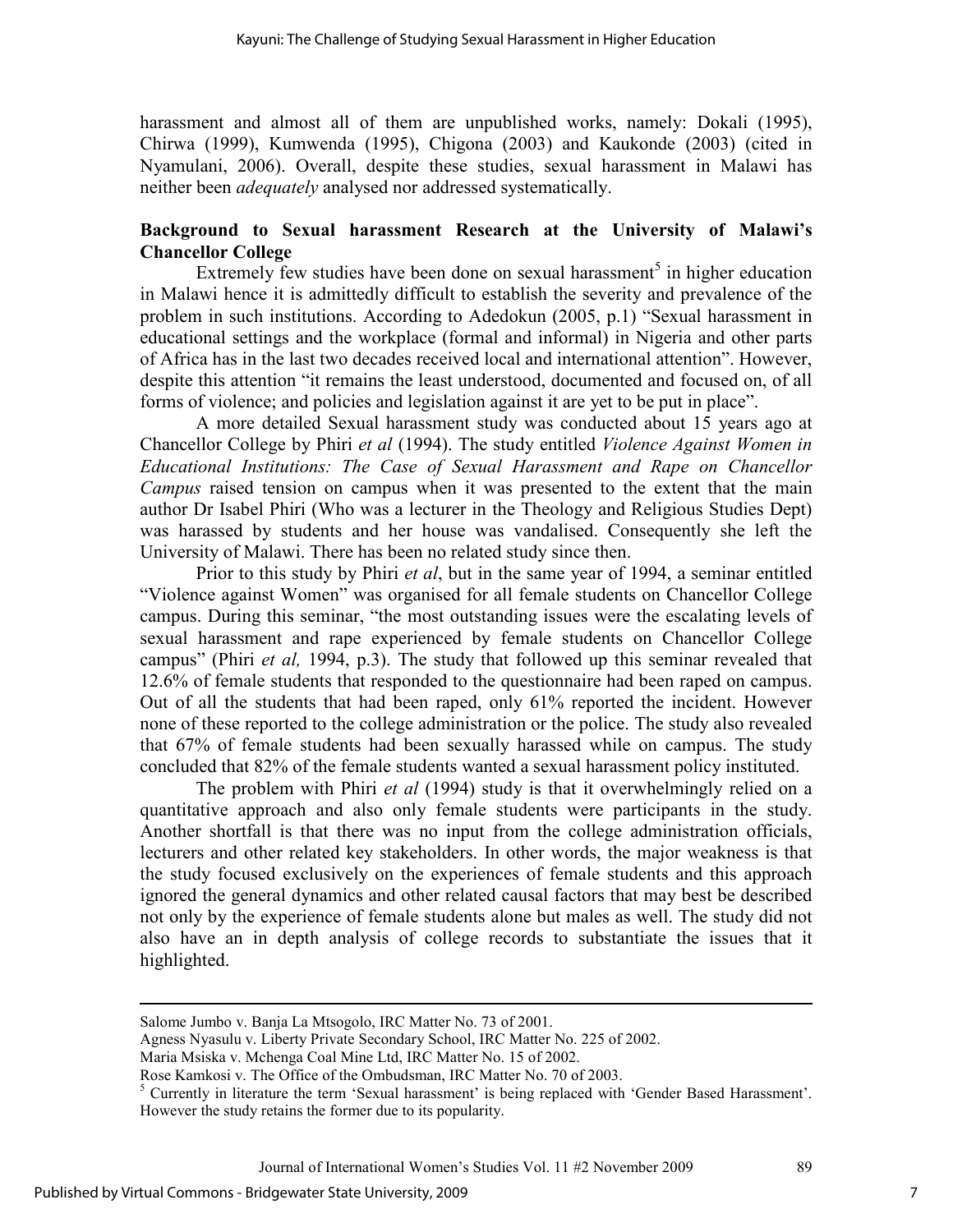harassment and almost all of them are unpublished works, namely: Dokali (1995), Chirwa (1999), Kumwenda (1995), Chigona (2003) and Kaukonde (2003) (cited in Nyamulani, 2006). Overall, despite these studies, sexual harassment in Malawi has neither been *adequately* analysed nor addressed systematically.

**Background to Sexual harassment Research at the University of Malawi's Chancellor College**

Extremely few studies have been done on sexual harassment[5] in higher education in Malawi hence it is admittedly difficult to establish the severity and prevalence of the problem in such institutions. According to Adedokun (2005, p.1) "Sexual harassment in educational settings and the workplace (formal and informal) in Nigeria and other parts of Africa has in the last two decades received local and international attention". However, despite this attention "it remains the least understood, documented and focused on, of all forms of violence; and policies and legislation against it are yet to be put in place".

A more detailed Sexual harassment study was conducted about 15 years ago at Chancellor College by Phiri *et al* (1994). The study entitled *Violence Against Women in Educational Institutions: The Case of Sexual Harassment and Rape on Chancellor Campus* raised tension on campus when it was presented to the extent that the main author Dr Isabel Phiri (Who was a lecturer in the Theology and Religious Studies Dept) was harassed by students and her house was vandalised. Consequently she left the University of Malawi. There has been no related study since then.

Prior to this study by Phiri *et al*, but in the same year of 1994, a seminar entitled "Violence against Women" was organised for all female students on Chancellor College campus. During this seminar, "the most outstanding issues were the escalating levels of sexual harassment and rape experienced by female students on Chancellor College campus" (Phiri *et al,* 1994, p.3). The study that followed up this seminar revealed that 12.6% of female students that responded to the questionnaire had been raped on campus. Out of all the students that had been raped, only 61% reported the incident. However none of these reported to the college administration or the police. The study also revealed that 67% of female students had been sexually harassed while on campus. The study concluded that 82% of the female students wanted a sexual harassment policy instituted.

The problem with Phiri *et al* (1994) study is that it overwhelmingly relied on a quantitative approach and also only female students were participants in the study. Another shortfall is that there was no input from the college administration officials, lecturers and other related key stakeholders. In other words, the major weakness is that the study focused exclusively on the experiences of female students and this approach ignored the general dynamics and other related causal factors that may best be described not only by the experience of female students alone but males as well. The study did not also have an in depth analysis of college records to substantiate the issues that it highlighted.

---

Salome Jumbo v. Banja La Mtsogolo, IRC Matter No. 73 of 2001.
Agness Nyasulu v. Liberty Private Secondary School, IRC Matter No. 225 of 2002.
Maria Msiska v. Mchenga Coal Mine Ltd, IRC Matter No. 15 of 2002.
Rose Kamkosi v. The Office of the Ombudsman, IRC Matter No. 70 of 2003.

[5] Currently in literature the term 'Sexual harassment' is being replaced with 'Gender Based Harassment'. However the study retains the former due to its popularity.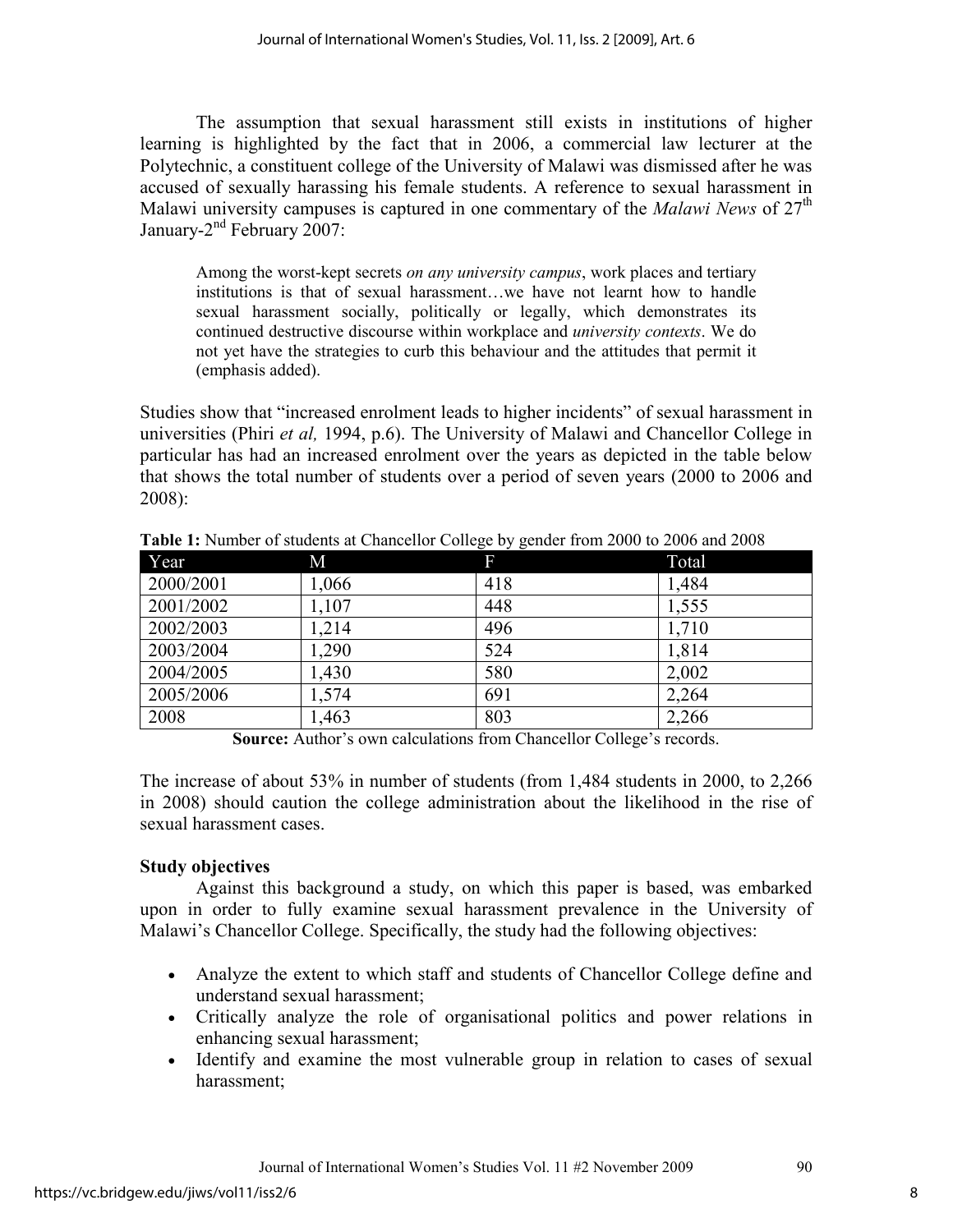The assumption that sexual harassment still exists in institutions of higher learning is highlighted by the fact that in 2006, a commercial law lecturer at the Polytechnic, a constituent college of the University of Malawi was dismissed after he was accused of sexually harassing his female students. A reference to sexual harassment in Malawi university campuses is captured in one commentary of the *Malawi News* of 27th January-2nd February 2007:

> Among the worst-kept secrets *on any university campus*, work places and tertiary institutions is that of sexual harassment…we have not learnt how to handle sexual harassment socially, politically or legally, which demonstrates its continued destructive discourse within workplace and *university contexts*. We do not yet have the strategies to curb this behaviour and the attitudes that permit it (emphasis added).

Studies show that "increased enrolment leads to higher incidents" of sexual harassment in universities (Phiri *et al,* 1994, p.6). The University of Malawi and Chancellor College in particular has had an increased enrolment over the years as depicted in the table below that shows the total number of students over a period of seven years (2000 to 2006 and 2008):

**Table 1:** Number of students at Chancellor College by gender from 2000 to 2006 and 2008

| Year | M | F | Total |
|---|---|---|---|
| 2000/2001 | 1,066 | 418 | 1,484 |
| 2001/2002 | 1,107 | 448 | 1,555 |
| 2002/2003 | 1,214 | 496 | 1,710 |
| 2003/2004 | 1,290 | 524 | 1,814 |
| 2004/2005 | 1,430 | 580 | 2,002 |
| 2005/2006 | 1,574 | 691 | 2,264 |
| 2008 | 1,463 | 803 | 2,266 |

**Source:** Author's own calculations from Chancellor College's records.

The increase of about 53% in number of students (from 1,484 students in 2000, to 2,266 in 2008) should caution the college administration about the likelihood in the rise of sexual harassment cases.

**Study objectives**

Against this background a study, on which this paper is based, was embarked upon in order to fully examine sexual harassment prevalence in the University of Malawi's Chancellor College. Specifically, the study had the following objectives:

- Analyze the extent to which staff and students of Chancellor College define and understand sexual harassment;
- Critically analyze the role of organisational politics and power relations in enhancing sexual harassment;
- Identify and examine the most vulnerable group in relation to cases of sexual harassment;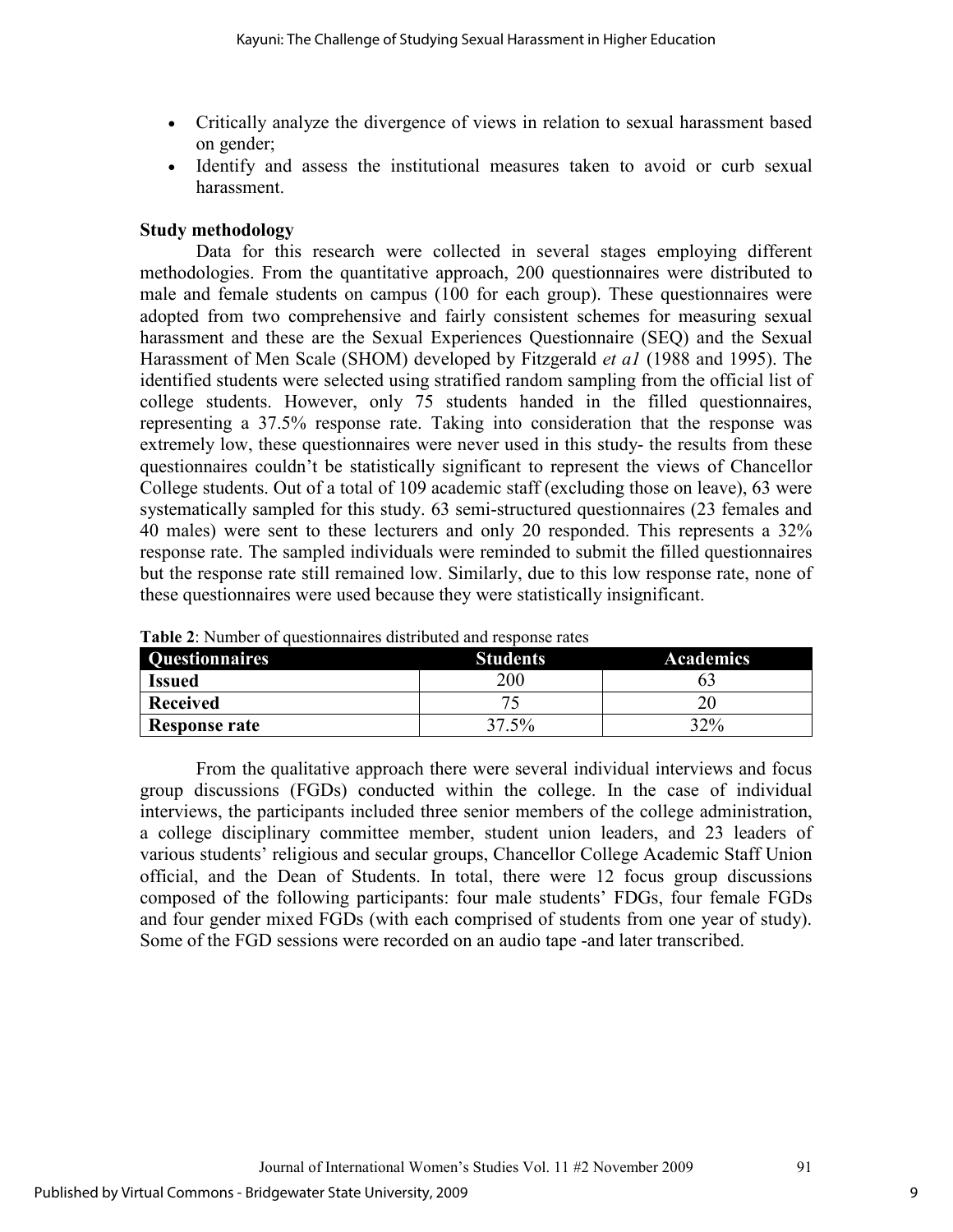- Critically analyze the divergence of views in relation to sexual harassment based on gender;
- Identify and assess the institutional measures taken to avoid or curb sexual harassment.

**Study methodology**

Data for this research were collected in several stages employing different methodologies. From the quantitative approach, 200 questionnaires were distributed to male and female students on campus (100 for each group). These questionnaires were adopted from two comprehensive and fairly consistent schemes for measuring sexual harassment and these are the Sexual Experiences Questionnaire (SEQ) and the Sexual Harassment of Men Scale (SHOM) developed by Fitzgerald *et a1* (1988 and 1995). The identified students were selected using stratified random sampling from the official list of college students. However, only 75 students handed in the filled questionnaires, representing a 37.5% response rate. Taking into consideration that the response was extremely low, these questionnaires were never used in this study- the results from these questionnaires couldn't be statistically significant to represent the views of Chancellor College students. Out of a total of 109 academic staff (excluding those on leave), 63 were systematically sampled for this study. 63 semi-structured questionnaires (23 females and 40 males) were sent to these lecturers and only 20 responded. This represents a 32% response rate. The sampled individuals were reminded to submit the filled questionnaires but the response rate still remained low. Similarly, due to this low response rate, none of these questionnaires were used because they were statistically insignificant.

**Table 2**: Number of questionnaires distributed and response rates

| Questionnaires | Students | Academics |
|---|---|---|
| **Issued** | 200 | 63 |
| **Received** | 75 | 20 |
| **Response rate** | 37.5% | 32% |

From the qualitative approach there were several individual interviews and focus group discussions (FGDs) conducted within the college. In the case of individual interviews, the participants included three senior members of the college administration, a college disciplinary committee member, student union leaders, and 23 leaders of various students' religious and secular groups, Chancellor College Academic Staff Union official, and the Dean of Students. In total, there were 12 focus group discussions composed of the following participants: four male students' FDGs, four female FGDs and four gender mixed FGDs (with each comprised of students from one year of study). Some of the FGD sessions were recorded on an audio tape -and later transcribed.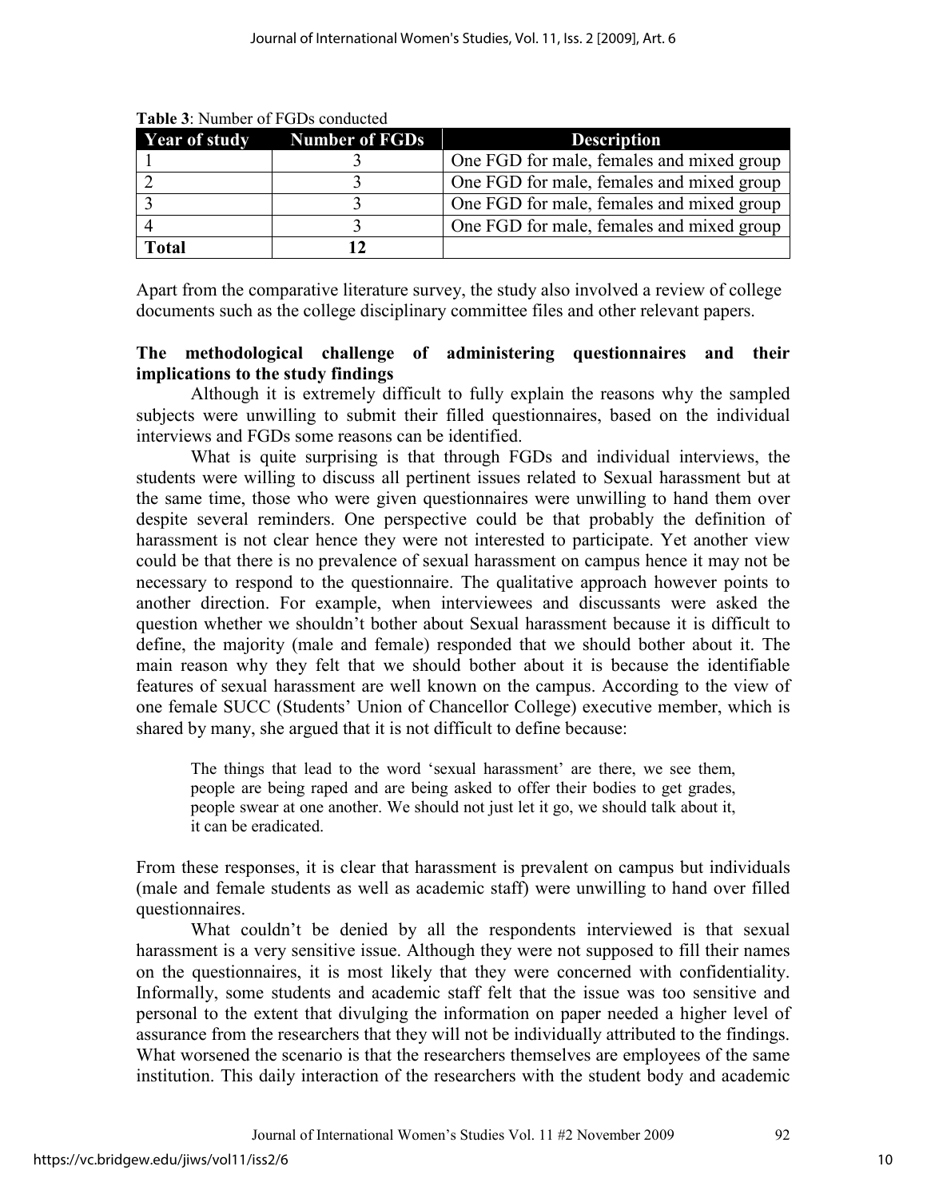**Table 3**: Number of FGDs conducted

| Year of study | Number of FGDs | Description |
|---|---|---|
| 1 | 3 | One FGD for male, females and mixed group |
| 2 | 3 | One FGD for male, females and mixed group |
| 3 | 3 | One FGD for male, females and mixed group |
| 4 | 3 | One FGD for male, females and mixed group |
| **Total** | **12** | |

Apart from the comparative literature survey, the study also involved a review of college documents such as the college disciplinary committee files and other relevant papers.

**The methodological challenge of administering questionnaires and their implications to the study findings**

Although it is extremely difficult to fully explain the reasons why the sampled subjects were unwilling to submit their filled questionnaires, based on the individual interviews and FGDs some reasons can be identified.

What is quite surprising is that through FGDs and individual interviews, the students were willing to discuss all pertinent issues related to Sexual harassment but at the same time, those who were given questionnaires were unwilling to hand them over despite several reminders. One perspective could be that probably the definition of harassment is not clear hence they were not interested to participate. Yet another view could be that there is no prevalence of sexual harassment on campus hence it may not be necessary to respond to the questionnaire. The qualitative approach however points to another direction. For example, when interviewees and discussants were asked the question whether we shouldn't bother about Sexual harassment because it is difficult to define, the majority (male and female) responded that we should bother about it. The main reason why they felt that we should bother about it is because the identifiable features of sexual harassment are well known on the campus. According to the view of one female SUCC (Students' Union of Chancellor College) executive member, which is shared by many, she argued that it is not difficult to define because:

> The things that lead to the word 'sexual harassment' are there, we see them, people are being raped and are being asked to offer their bodies to get grades, people swear at one another. We should not just let it go, we should talk about it, it can be eradicated.

From these responses, it is clear that harassment is prevalent on campus but individuals (male and female students as well as academic staff) were unwilling to hand over filled questionnaires.

What couldn't be denied by all the respondents interviewed is that sexual harassment is a very sensitive issue. Although they were not supposed to fill their names on the questionnaires, it is most likely that they were concerned with confidentiality. Informally, some students and academic staff felt that the issue was too sensitive and personal to the extent that divulging the information on paper needed a higher level of assurance from the researchers that they will not be individually attributed to the findings. What worsened the scenario is that the researchers themselves are employees of the same institution. This daily interaction of the researchers with the student body and academic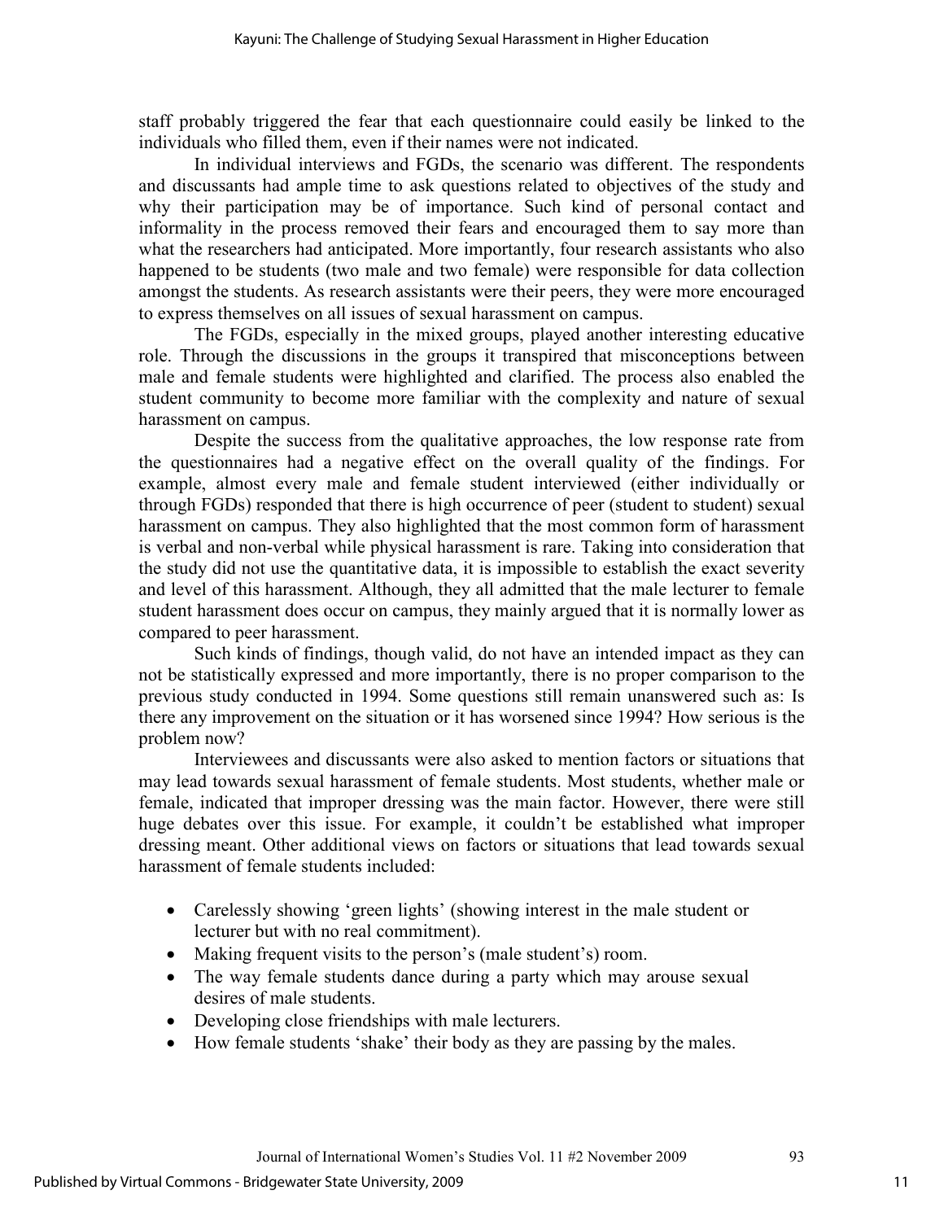staff probably triggered the fear that each questionnaire could easily be linked to the individuals who filled them, even if their names were not indicated.

In individual interviews and FGDs, the scenario was different. The respondents and discussants had ample time to ask questions related to objectives of the study and why their participation may be of importance. Such kind of personal contact and informality in the process removed their fears and encouraged them to say more than what the researchers had anticipated. More importantly, four research assistants who also happened to be students (two male and two female) were responsible for data collection amongst the students. As research assistants were their peers, they were more encouraged to express themselves on all issues of sexual harassment on campus.

The FGDs, especially in the mixed groups, played another interesting educative role. Through the discussions in the groups it transpired that misconceptions between male and female students were highlighted and clarified. The process also enabled the student community to become more familiar with the complexity and nature of sexual harassment on campus.

Despite the success from the qualitative approaches, the low response rate from the questionnaires had a negative effect on the overall quality of the findings. For example, almost every male and female student interviewed (either individually or through FGDs) responded that there is high occurrence of peer (student to student) sexual harassment on campus. They also highlighted that the most common form of harassment is verbal and non-verbal while physical harassment is rare. Taking into consideration that the study did not use the quantitative data, it is impossible to establish the exact severity and level of this harassment. Although, they all admitted that the male lecturer to female student harassment does occur on campus, they mainly argued that it is normally lower as compared to peer harassment.

Such kinds of findings, though valid, do not have an intended impact as they can not be statistically expressed and more importantly, there is no proper comparison to the previous study conducted in 1994. Some questions still remain unanswered such as: Is there any improvement on the situation or it has worsened since 1994? How serious is the problem now?

Interviewees and discussants were also asked to mention factors or situations that may lead towards sexual harassment of female students. Most students, whether male or female, indicated that improper dressing was the main factor. However, there were still huge debates over this issue. For example, it couldn't be established what improper dressing meant. Other additional views on factors or situations that lead towards sexual harassment of female students included:

- Carelessly showing 'green lights' (showing interest in the male student or lecturer but with no real commitment).
- Making frequent visits to the person's (male student's) room.
- The way female students dance during a party which may arouse sexual desires of male students.
- Developing close friendships with male lecturers.
- How female students 'shake' their body as they are passing by the males.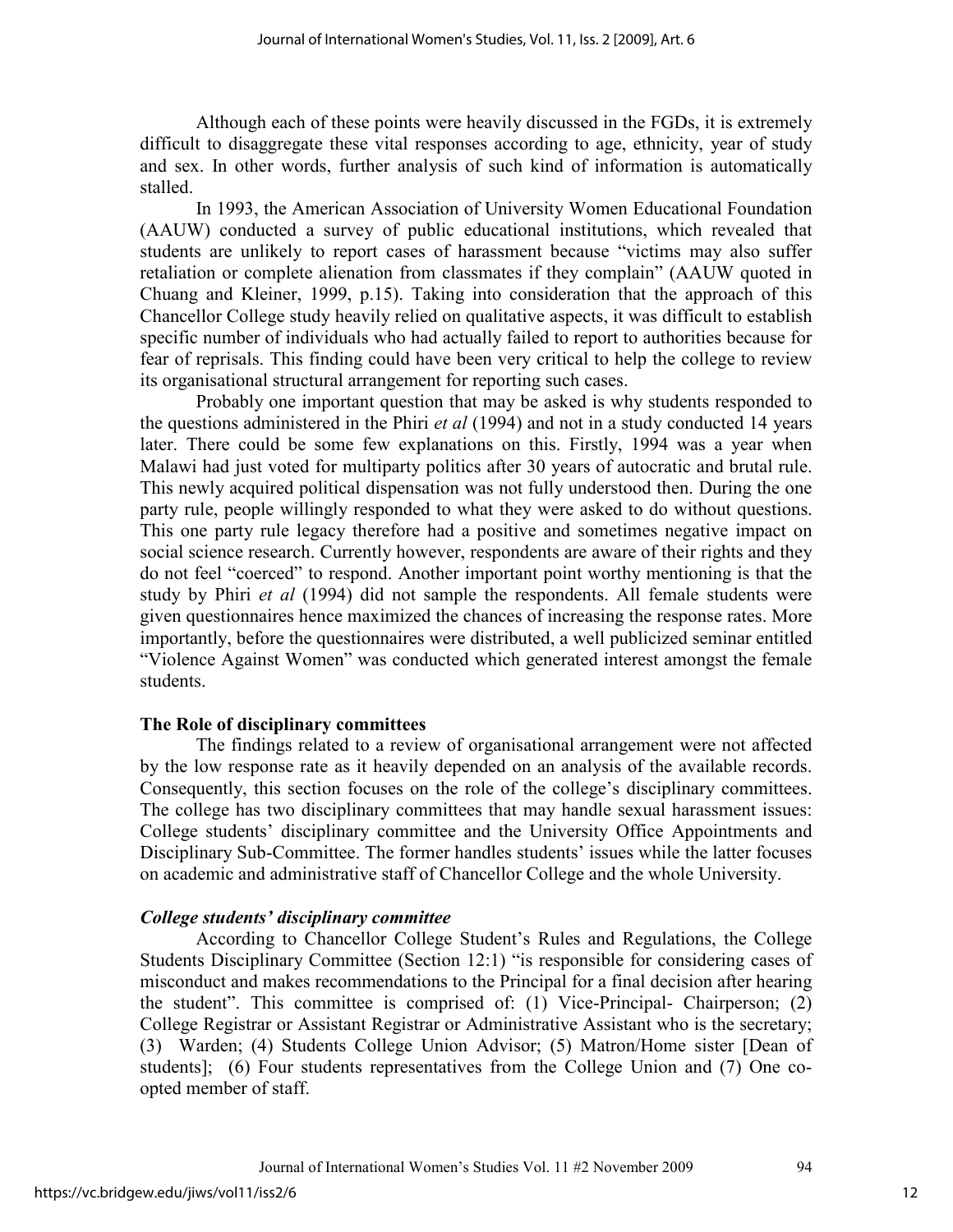Although each of these points were heavily discussed in the FGDs, it is extremely difficult to disaggregate these vital responses according to age, ethnicity, year of study and sex. In other words, further analysis of such kind of information is automatically stalled.

In 1993, the American Association of University Women Educational Foundation (AAUW) conducted a survey of public educational institutions, which revealed that students are unlikely to report cases of harassment because "victims may also suffer retaliation or complete alienation from classmates if they complain" (AAUW quoted in Chuang and Kleiner, 1999, p.15). Taking into consideration that the approach of this Chancellor College study heavily relied on qualitative aspects, it was difficult to establish specific number of individuals who had actually failed to report to authorities because for fear of reprisals. This finding could have been very critical to help the college to review its organisational structural arrangement for reporting such cases.

Probably one important question that may be asked is why students responded to the questions administered in the Phiri *et al* (1994) and not in a study conducted 14 years later. There could be some few explanations on this. Firstly, 1994 was a year when Malawi had just voted for multiparty politics after 30 years of autocratic and brutal rule. This newly acquired political dispensation was not fully understood then. During the one party rule, people willingly responded to what they were asked to do without questions. This one party rule legacy therefore had a positive and sometimes negative impact on social science research. Currently however, respondents are aware of their rights and they do not feel "coerced" to respond. Another important point worthy mentioning is that the study by Phiri *et al* (1994) did not sample the respondents. All female students were given questionnaires hence maximized the chances of increasing the response rates. More importantly, before the questionnaires were distributed, a well publicized seminar entitled "Violence Against Women" was conducted which generated interest amongst the female students.

## The Role of disciplinary committees

The findings related to a review of organisational arrangement were not affected by the low response rate as it heavily depended on an analysis of the available records. Consequently, this section focuses on the role of the college's disciplinary committees. The college has two disciplinary committees that may handle sexual harassment issues: College students' disciplinary committee and the University Office Appointments and Disciplinary Sub-Committee. The former handles students' issues while the latter focuses on academic and administrative staff of Chancellor College and the whole University.

### *College students' disciplinary committee*

According to Chancellor College Student's Rules and Regulations, the College Students Disciplinary Committee (Section 12:1) "is responsible for considering cases of misconduct and makes recommendations to the Principal for a final decision after hearing the student". This committee is comprised of: (1) Vice-Principal- Chairperson; (2) College Registrar or Assistant Registrar or Administrative Assistant who is the secretary; (3) Warden; (4) Students College Union Advisor; (5) Matron/Home sister [Dean of students]; (6) Four students representatives from the College Union and (7) One co-opted member of staff.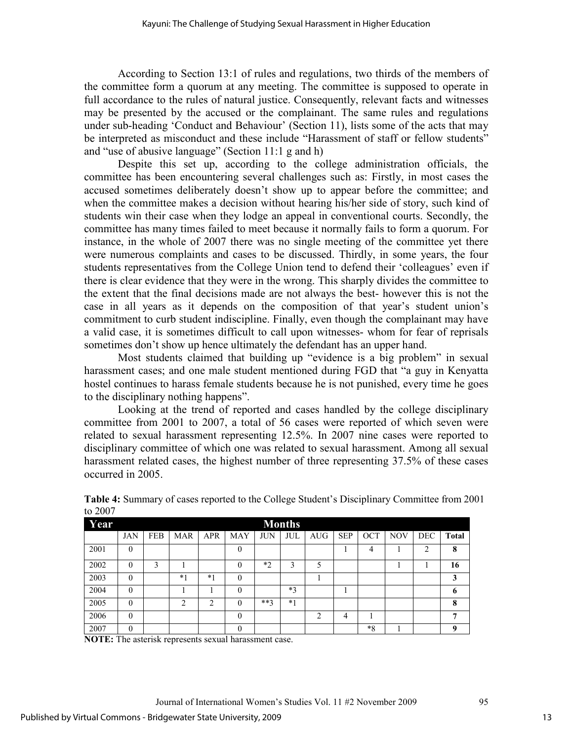According to Section 13:1 of rules and regulations, two thirds of the members of the committee form a quorum at any meeting. The committee is supposed to operate in full accordance to the rules of natural justice. Consequently, relevant facts and witnesses may be presented by the accused or the complainant. The same rules and regulations under sub-heading 'Conduct and Behaviour' (Section 11), lists some of the acts that may be interpreted as misconduct and these include "Harassment of staff or fellow students" and "use of abusive language" (Section 11:1 g and h)

Despite this set up, according to the college administration officials, the committee has been encountering several challenges such as: Firstly, in most cases the accused sometimes deliberately doesn't show up to appear before the committee; and when the committee makes a decision without hearing his/her side of story, such kind of students win their case when they lodge an appeal in conventional courts. Secondly, the committee has many times failed to meet because it normally fails to form a quorum. For instance, in the whole of 2007 there was no single meeting of the committee yet there were numerous complaints and cases to be discussed. Thirdly, in some years, the four students representatives from the College Union tend to defend their 'colleagues' even if there is clear evidence that they were in the wrong. This sharply divides the committee to the extent that the final decisions made are not always the best- however this is not the case in all years as it depends on the composition of that year's student union's commitment to curb student indiscipline. Finally, even though the complainant may have a valid case, it is sometimes difficult to call upon witnesses- whom for fear of reprisals sometimes don't show up hence ultimately the defendant has an upper hand.

Most students claimed that building up "evidence is a big problem" in sexual harassment cases; and one male student mentioned during FGD that "a guy in Kenyatta hostel continues to harass female students because he is not punished, every time he goes to the disciplinary nothing happens".

Looking at the trend of reported and cases handled by the college disciplinary committee from 2001 to 2007, a total of 56 cases were reported of which seven were related to sexual harassment representing 12.5%. In 2007 nine cases were reported to disciplinary committee of which one was related to sexual harassment. Among all sexual harassment related cases, the highest number of three representing 37.5% of these cases occurred in 2005.

**Table 4:** Summary of cases reported to the College Student's Disciplinary Committee from 2001 to 2007

| Year | Months | | | | | | | | | | | | |
|---|---|---|---|---|---|---|---|---|---|---|---|---|---|
| | JAN | FEB | MAR | APR | MAY | JUN | JUL | AUG | SEP | OCT | NOV | DEC | **Total** |
| 2001 | 0 | | | | 0 | | | | 1 | 4 | 1 | 2 | **8** |
| 2002 | 0 | 3 | 1 | | 0 | *2 | 3 | 5 | | | 1 | 1 | **16** |
| 2003 | 0 | | *1 | *1 | 0 | | | 1 | | | | | **3** |
| 2004 | 0 | | 1 | 1 | 0 | | *3 | | 1 | | | | **6** |
| 2005 | 0 | | 2 | 2 | 0 | **3 | *1 | | | | | | **8** |
| 2006 | 0 | | | | 0 | | | 2 | 4 | 1 | | | **7** |
| 2007 | 0 | | | | 0 | | | | | *8 | 1 | | **9** |

**NOTE:** The asterisk represents sexual harassment case.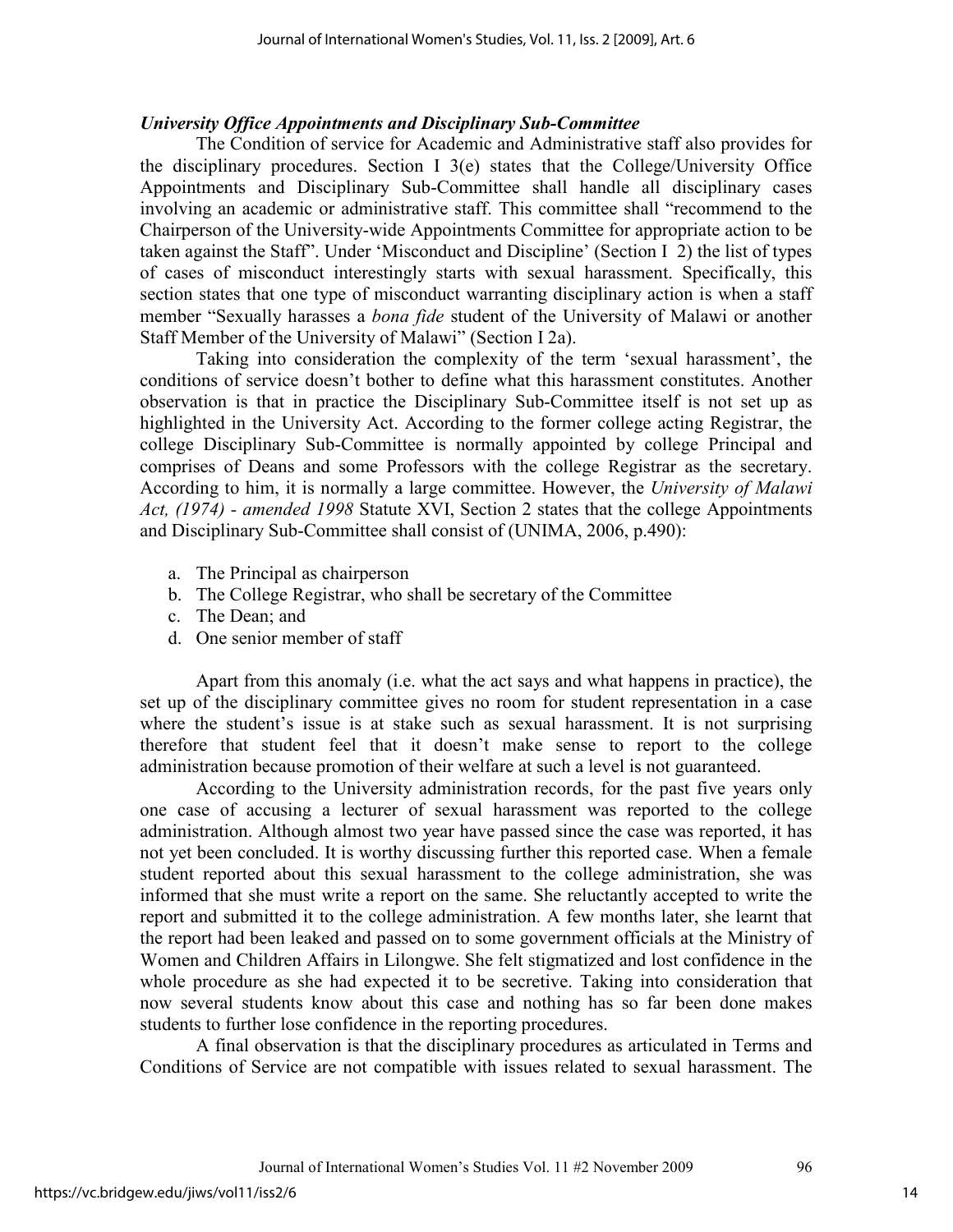### *University Office Appointments and Disciplinary Sub-Committee*

The Condition of service for Academic and Administrative staff also provides for the disciplinary procedures. Section I 3(e) states that the College/University Office Appointments and Disciplinary Sub-Committee shall handle all disciplinary cases involving an academic or administrative staff. This committee shall "recommend to the Chairperson of the University-wide Appointments Committee for appropriate action to be taken against the Staff". Under 'Misconduct and Discipline' (Section I 2) the list of types of cases of misconduct interestingly starts with sexual harassment. Specifically, this section states that one type of misconduct warranting disciplinary action is when a staff member "Sexually harasses a *bona fide* student of the University of Malawi or another Staff Member of the University of Malawi" (Section I 2a).

Taking into consideration the complexity of the term 'sexual harassment', the conditions of service doesn't bother to define what this harassment constitutes. Another observation is that in practice the Disciplinary Sub-Committee itself is not set up as highlighted in the University Act. According to the former college acting Registrar, the college Disciplinary Sub-Committee is normally appointed by college Principal and comprises of Deans and some Professors with the college Registrar as the secretary. According to him, it is normally a large committee. However, the *University of Malawi Act, (1974) - amended 1998* Statute XVI, Section 2 states that the college Appointments and Disciplinary Sub-Committee shall consist of (UNIMA, 2006, p.490):

a. The Principal as chairperson
b. The College Registrar, who shall be secretary of the Committee
c. The Dean; and
d. One senior member of staff

Apart from this anomaly (i.e. what the act says and what happens in practice), the set up of the disciplinary committee gives no room for student representation in a case where the student's issue is at stake such as sexual harassment. It is not surprising therefore that student feel that it doesn't make sense to report to the college administration because promotion of their welfare at such a level is not guaranteed.

According to the University administration records, for the past five years only one case of accusing a lecturer of sexual harassment was reported to the college administration. Although almost two year have passed since the case was reported, it has not yet been concluded. It is worthy discussing further this reported case. When a female student reported about this sexual harassment to the college administration, she was informed that she must write a report on the same. She reluctantly accepted to write the report and submitted it to the college administration. A few months later, she learnt that the report had been leaked and passed on to some government officials at the Ministry of Women and Children Affairs in Lilongwe. She felt stigmatized and lost confidence in the whole procedure as she had expected it to be secretive. Taking into consideration that now several students know about this case and nothing has so far been done makes students to further lose confidence in the reporting procedures.

A final observation is that the disciplinary procedures as articulated in Terms and Conditions of Service are not compatible with issues related to sexual harassment. The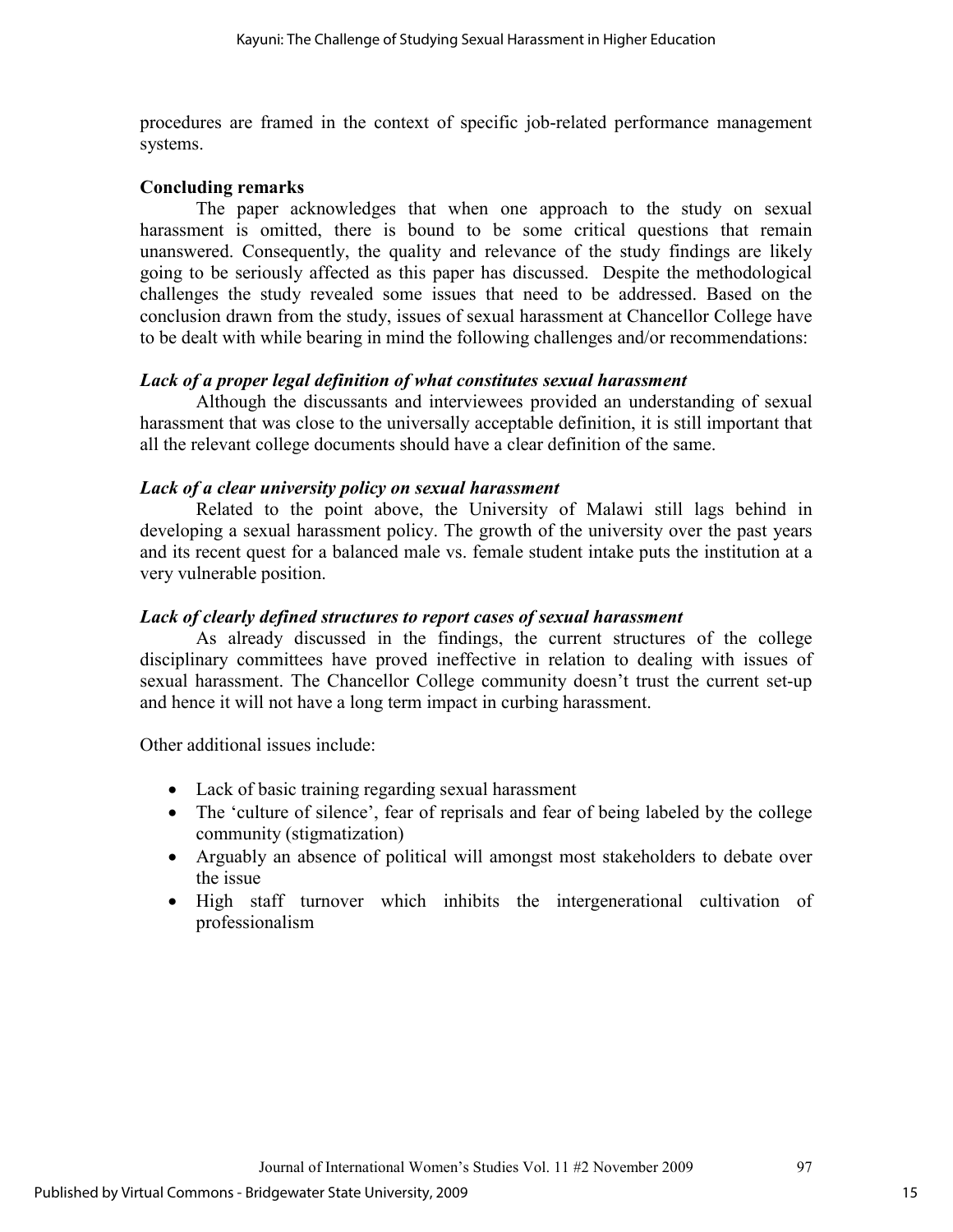procedures are framed in the context of specific job-related performance management systems.

## Concluding remarks

The paper acknowledges that when one approach to the study on sexual harassment is omitted, there is bound to be some critical questions that remain unanswered. Consequently, the quality and relevance of the study findings are likely going to be seriously affected as this paper has discussed. Despite the methodological challenges the study revealed some issues that need to be addressed. Based on the conclusion drawn from the study, issues of sexual harassment at Chancellor College have to be dealt with while bearing in mind the following challenges and/or recommendations:

### *Lack of a proper legal definition of what constitutes sexual harassment*

Although the discussants and interviewees provided an understanding of sexual harassment that was close to the universally acceptable definition, it is still important that all the relevant college documents should have a clear definition of the same.

### *Lack of a clear university policy on sexual harassment*

Related to the point above, the University of Malawi still lags behind in developing a sexual harassment policy. The growth of the university over the past years and its recent quest for a balanced male vs. female student intake puts the institution at a very vulnerable position.

### *Lack of clearly defined structures to report cases of sexual harassment*

As already discussed in the findings, the current structures of the college disciplinary committees have proved ineffective in relation to dealing with issues of sexual harassment. The Chancellor College community doesn't trust the current set-up and hence it will not have a long term impact in curbing harassment.

Other additional issues include:

- Lack of basic training regarding sexual harassment
- The 'culture of silence', fear of reprisals and fear of being labeled by the college community (stigmatization)
- Arguably an absence of political will amongst most stakeholders to debate over the issue
- High staff turnover which inhibits the intergenerational cultivation of professionalism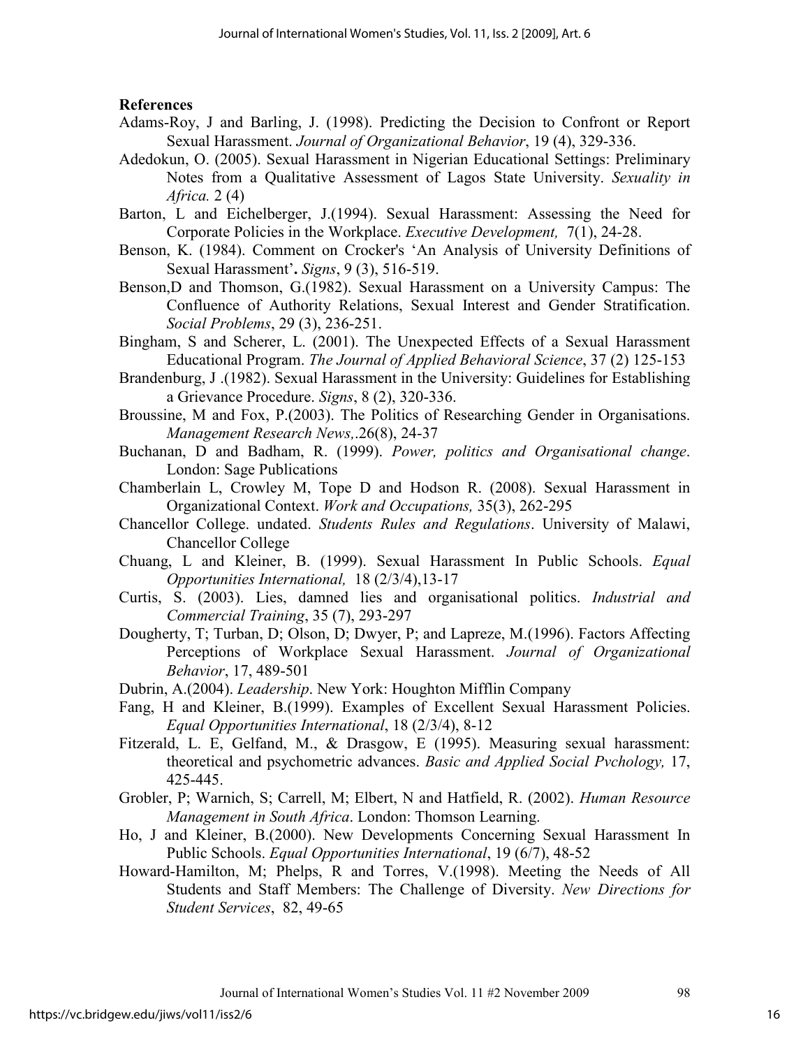**References**

Adams-Roy, J and Barling, J. (1998). Predicting the Decision to Confront or Report Sexual Harassment. *Journal of Organizational Behavior*, 19 (4), 329-336.

Adedokun, O. (2005). Sexual Harassment in Nigerian Educational Settings: Preliminary Notes from a Qualitative Assessment of Lagos State University. *Sexuality in Africa.* 2 (4)

Barton, L and Eichelberger, J.(1994). Sexual Harassment: Assessing the Need for Corporate Policies in the Workplace. *Executive Development,* 7(1), 24-28.

Benson, K. (1984). Comment on Crocker's 'An Analysis of University Definitions of Sexual Harassment'**.** *Signs*, 9 (3), 516-519.

Benson,D and Thomson, G.(1982). Sexual Harassment on a University Campus: The Confluence of Authority Relations, Sexual Interest and Gender Stratification. *Social Problems*, 29 (3), 236-251.

Bingham, S and Scherer, L. (2001). The Unexpected Effects of a Sexual Harassment Educational Program. *The Journal of Applied Behavioral Science*, 37 (2) 125-153

Brandenburg, J .(1982). Sexual Harassment in the University: Guidelines for Establishing a Grievance Procedure. *Signs*, 8 (2), 320-336.

Broussine, M and Fox, P.(2003). The Politics of Researching Gender in Organisations. *Management Research News,*.26(8), 24-37

Buchanan, D and Badham, R. (1999). *Power, politics and Organisational change*. London: Sage Publications

Chamberlain L, Crowley M, Tope D and Hodson R. (2008). Sexual Harassment in Organizational Context. *Work and Occupations,* 35(3), 262-295

Chancellor College. undated. *Students Rules and Regulations*. University of Malawi, Chancellor College

Chuang, L and Kleiner, B. (1999). Sexual Harassment In Public Schools. *Equal Opportunities International,* 18 (2/3/4),13-17

Curtis, S. (2003). Lies, damned lies and organisational politics. *Industrial and Commercial Training*, 35 (7), 293-297

Dougherty, T; Turban, D; Olson, D; Dwyer, P; and Lapreze, M.(1996). Factors Affecting Perceptions of Workplace Sexual Harassment. *Journal of Organizational Behavior*, 17, 489-501

Dubrin, A.(2004). *Leadership*. New York: Houghton Mifflin Company

Fang, H and Kleiner, B.(1999). Examples of Excellent Sexual Harassment Policies. *Equal Opportunities International*, 18 (2/3/4), 8-12

Fitzerald, L. E, Gelfand, M., & Drasgow, E (1995). Measuring sexual harassment: theoretical and psychometric advances. *Basic and Applied Social Pvchology,* 17, 425-445.

Grobler, P; Warnich, S; Carrell, M; Elbert, N and Hatfield, R. (2002). *Human Resource Management in South Africa*. London: Thomson Learning.

Ho, J and Kleiner, B.(2000). New Developments Concerning Sexual Harassment In Public Schools. *Equal Opportunities International*, 19 (6/7), 48-52

Howard-Hamilton, M; Phelps, R and Torres, V.(1998). Meeting the Needs of All Students and Staff Members: The Challenge of Diversity. *New Directions for Student Services*, 82, 49-65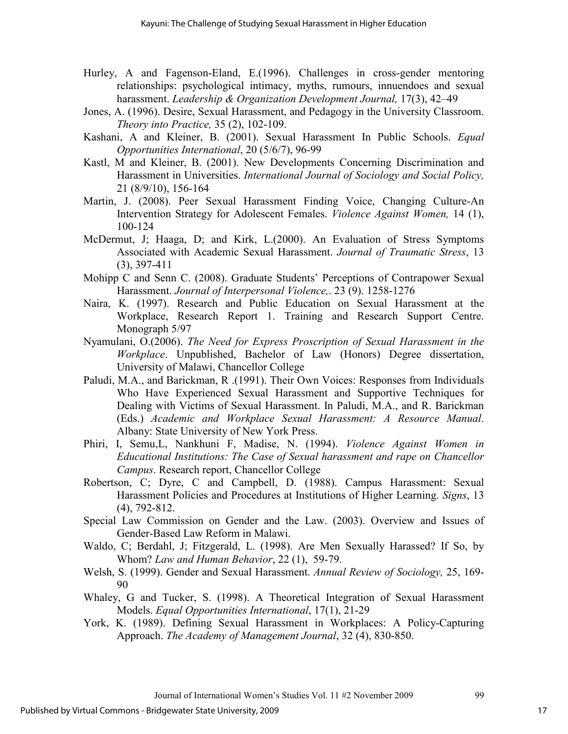Hurley, A and Fagenson-Eland, E.(1996). Challenges in cross-gender mentoring relationships: psychological intimacy, myths, rumours, innuendoes and sexual harassment. *Leadership & Organization Development Journal,* 17(3), 42–49

Jones, A. (1996). Desire, Sexual Harassment, and Pedagogy in the University Classroom. *Theory into Practice,* 35 (2), 102-109.

Kashani, A and Kleiner, B. (2001). Sexual Harassment In Public Schools. *Equal Opportunities International*, 20 (5/6/7), 96-99

Kastl, M and Kleiner, B. (2001). New Developments Concerning Discrimination and Harassment in Universities. *International Journal of Sociology and Social Policy,* 21 (8/9/10), 156-164

Martin, J. (2008). Peer Sexual Harassment Finding Voice, Changing Culture-An Intervention Strategy for Adolescent Females. *Violence Against Women,* 14 (1), 100-124

McDermut, J; Haaga, D; and Kirk, L.(2000). An Evaluation of Stress Symptoms Associated with Academic Sexual Harassment. *Journal of Traumatic Stress*, 13 (3), 397-411

Mohipp C and Senn C. (2008). Graduate Students' Perceptions of Contrapower Sexual Harassment. *Journal of Interpersonal Violence,*. 23 (9). 1258-1276

Naira, K. (1997). Research and Public Education on Sexual Harassment at the Workplace, Research Report 1. Training and Research Support Centre. Monograph 5/97

Nyamulani, O.(2006). *The Need for Express Proscription of Sexual Harassment in the Workplace*. Unpublished, Bachelor of Law (Honors) Degree dissertation, University of Malawi, Chancellor College

Paludi, M.A., and Barickman, R .(1991). Their Own Voices: Responses from Individuals Who Have Experienced Sexual Harassment and Supportive Techniques for Dealing with Victims of Sexual Harassment. In Paludi, M.A., and R. Barickman (Eds.) *Academic and Workplace Sexual Harassment: A Resource Manual*. Albany: State University of New York Press.

Phiri, I, Semu,L, Nankhuni F, Madise, N. (1994). *Violence Against Women in Educational Institutions: The Case of Sexual harassment and rape on Chancellor Campus*. Research report, Chancellor College

Robertson, C; Dyre, C and Campbell, D. (1988). Campus Harassment: Sexual Harassment Policies and Procedures at Institutions of Higher Learning. *Signs*, 13 (4), 792-812.

Special Law Commission on Gender and the Law. (2003). Overview and Issues of Gender-Based Law Reform in Malawi.

Waldo, C; Berdahl, J; Fitzgerald, L. (1998). Are Men Sexually Harassed? If So, by Whom? *Law and Human Behavior*, 22 (1), 59-79.

Welsh, S. (1999). Gender and Sexual Harassment. *Annual Review of Sociology,* 25, 169-90

Whaley, G and Tucker, S. (1998). A Theoretical Integration of Sexual Harassment Models. *Equal Opportunities International*, 17(1), 21-29

York, K. (1989). Defining Sexual Harassment in Workplaces: A Policy-Capturing Approach. *The Academy of Management Journal*, 32 (4), 830-850.